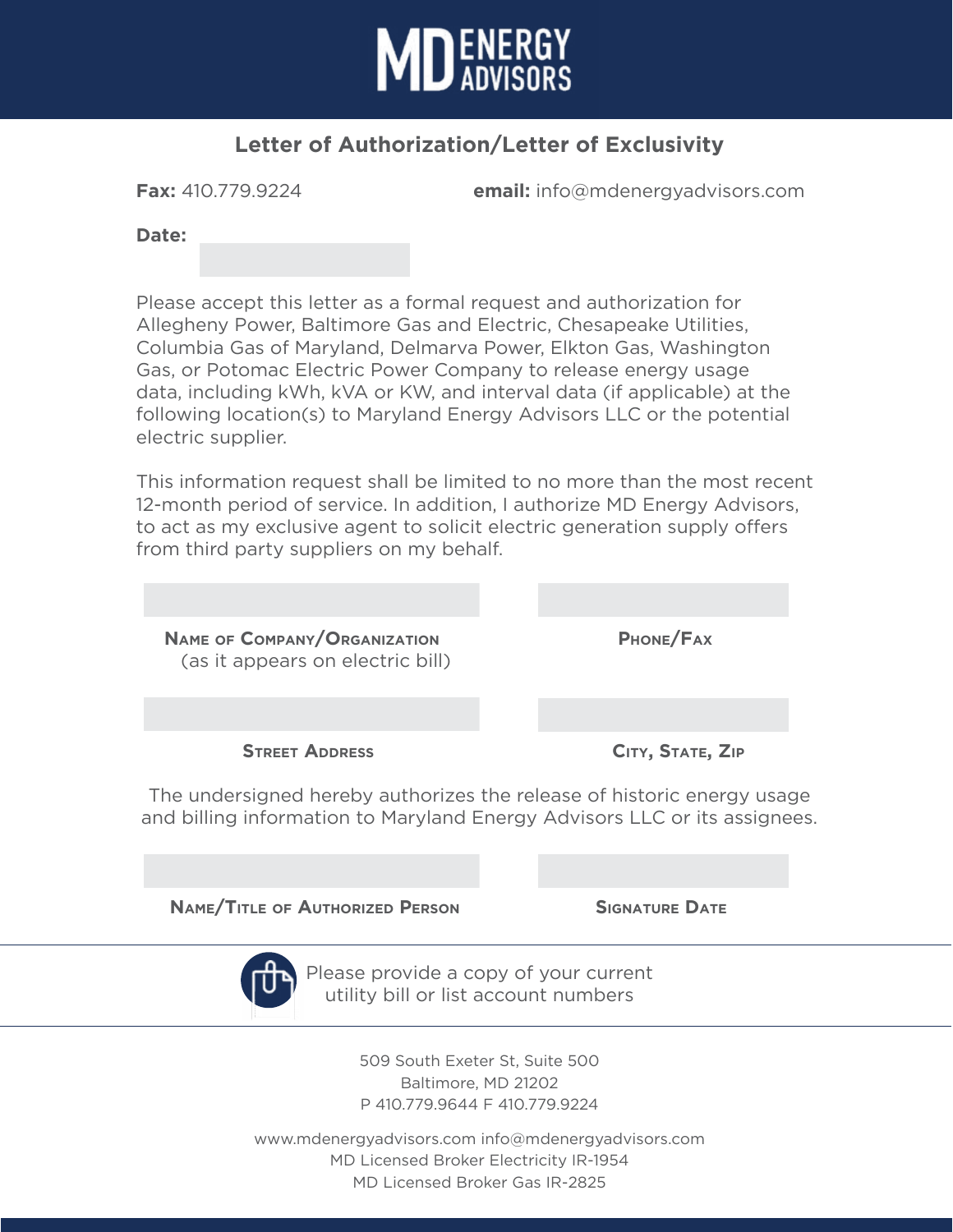# MD ENERGY ADVISORS

## Letter of Authorization/Letter of Exclusivity

**Fax:** 410.779.9224 **email:** info@mdenergyadvisors.com

**Date:**

Please accept this letter as a formal request and authorization for Allegheny Power, Baltimore Gas and Electric, Chesapeake Utilities, Columbia Gas of Maryland, Delmarva Power, Elkton Gas, Washington Gas, or Potomac Electric Power Company to release energy usage data, including kWh, kVA or KW, and interval data (if applicable) at the following location(s) to Maryland Energy Advisors LLC or the potential electric supplier.

This information request shall be limited to no more than the most recent 12-month period of service. In addition, I authorize MD Energy Advisors, to act as my exclusive agent to solicit electric generation supply offers from third party suppliers on my behalf.

**Name of Company/Organization** (as it appears on electric bill)

**Phone/Fax**

**Street Address**

**City, State, Zip**

The undersigned hereby authorizes the release of historic energy usage and billing information to Maryland Energy Advisors LLC or its assignees.

**Name/Title of Authorized Person**

**Signature Date**

Please provide a copy of your current utility bill or list account numbers

509 South Exeter St, Suite 500
Baltimore, MD 21202
P 410.779.9644 F 410.779.9224

www.mdenergyadvisors.com info@mdenergyadvisors.com
MD Licensed Broker Electricity IR-1954
MD Licensed Broker Gas IR-2825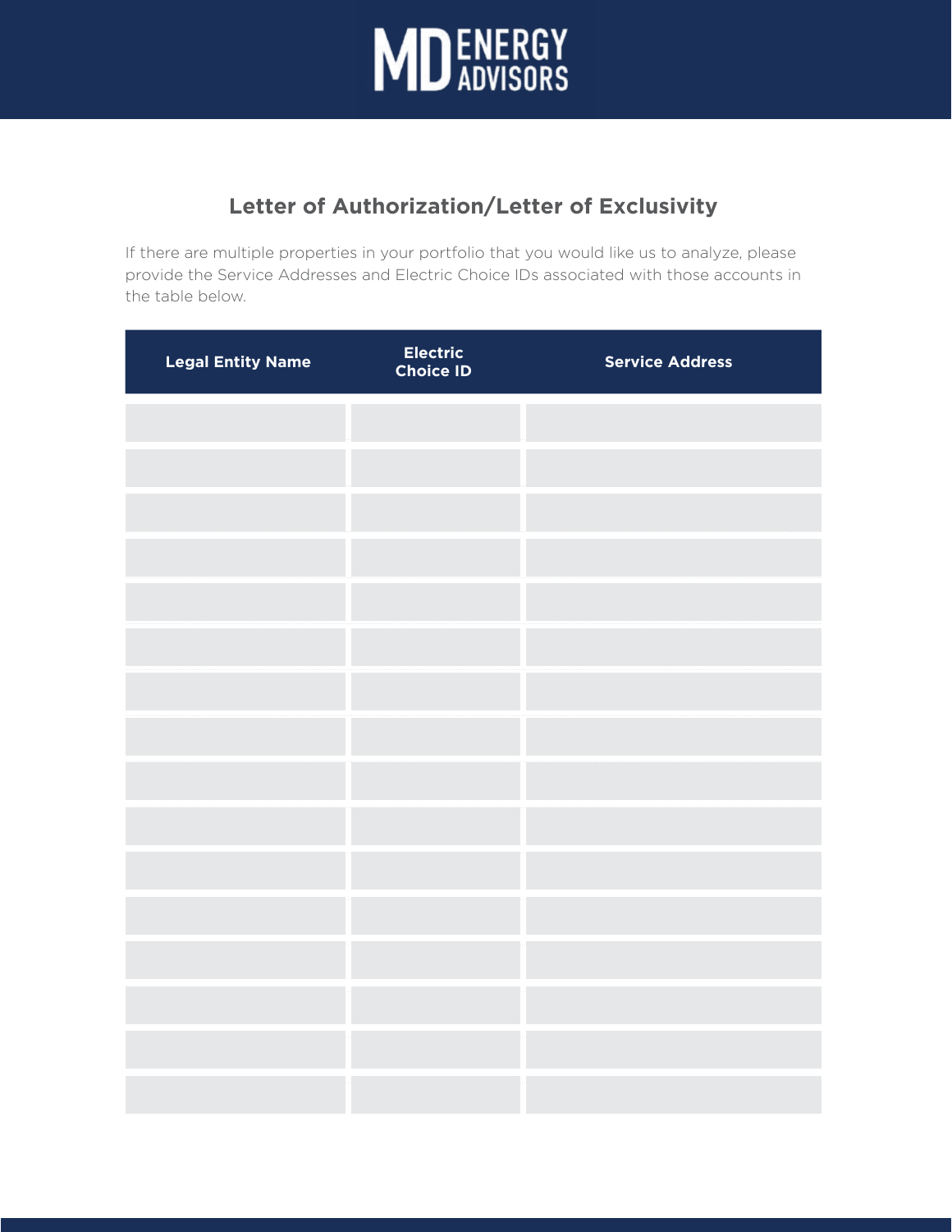MD ENERGY ADVISORS

## Letter of Authorization/Letter of Exclusivity

If there are multiple properties in your portfolio that you would like us to analyze, please provide the Service Addresses and Electric Choice IDs associated with those accounts in the table below.

| Legal Entity Name | Electric Choice ID | Service Address |
|---|---|---|
| | | |
| | | |
| | | |
| | | |
| | | |
| | | |
| | | |
| | | |
| | | |
| | | |
| | | |
| | | |
| | | |
| | | |
| | | |
| | | |